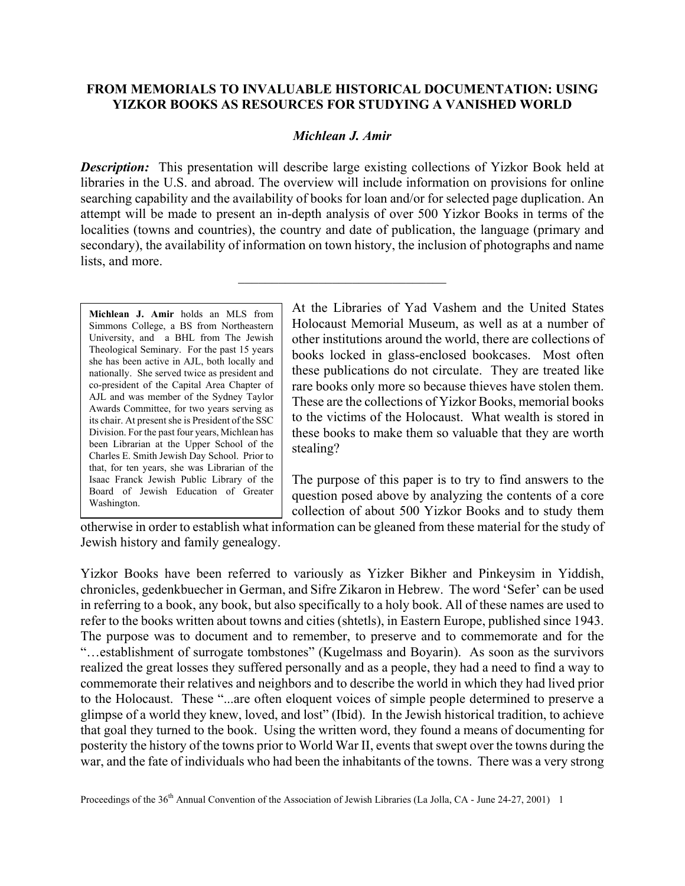# FROM MEMORIALS TO INVALUABLE HISTORICAL DOCUMENTATION: USING YIZKOR BOOKS AS RESOURCES FOR STUDYING A VANISHED WORLD

***Michlean J. Amir***

***Description:*** This presentation will describe large existing collections of Yizkor Book held at libraries in the U.S. and abroad. The overview will include information on provisions for online searching capability and the availability of books for loan and/or for selected page duplication. An attempt will be made to present an in-depth analysis of over 500 Yizkor Books in terms of the localities (towns and countries), the country and date of publication, the language (primary and secondary), the availability of information on town history, the inclusion of photographs and name lists, and more.

---

**Michlean J. Amir** holds an MLS from Simmons College, a BS from Northeastern University, and a BHL from The Jewish Theological Seminary. For the past 15 years she has been active in AJL, both locally and nationally. She served twice as president and co-president of the Capital Area Chapter of AJL and was member of the Sydney Taylor Awards Committee, for two years serving as its chair. At present she is President of the SSC Division. For the past four years, Michlean has been Librarian at the Upper School of the Charles E. Smith Jewish Day School. Prior to that, for ten years, she was Librarian of the Isaac Franck Jewish Public Library of the Board of Jewish Education of Greater Washington.

At the Libraries of Yad Vashem and the United States Holocaust Memorial Museum, as well as at a number of other institutions around the world, there are collections of books locked in glass-enclosed bookcases. Most often these publications do not circulate. They are treated like rare books only more so because thieves have stolen them. These are the collections of Yizkor Books, memorial books to the victims of the Holocaust. What wealth is stored in these books to make them so valuable that they are worth stealing?

The purpose of this paper is to try to find answers to the question posed above by analyzing the contents of a core collection of about 500 Yizkor Books and to study them otherwise in order to establish what information can be gleaned from these material for the study of Jewish history and family genealogy.

Yizkor Books have been referred to variously as Yizker Bikher and Pinkeysim in Yiddish, chronicles, gedenkbuecher in German, and Sifre Zikaron in Hebrew. The word 'Sefer' can be used in referring to a book, any book, but also specifically to a holy book. All of these names are used to refer to the books written about towns and cities (shtetls), in Eastern Europe, published since 1943. The purpose was to document and to remember, to preserve and to commemorate and for the "…establishment of surrogate tombstones" (Kugelmass and Boyarin). As soon as the survivors realized the great losses they suffered personally and as a people, they had a need to find a way to commemorate their relatives and neighbors and to describe the world in which they had lived prior to the Holocaust. These "...are often eloquent voices of simple people determined to preserve a glimpse of a world they knew, loved, and lost" (Ibid). In the Jewish historical tradition, to achieve that goal they turned to the book. Using the written word, they found a means of documenting for posterity the history of the towns prior to World War II, events that swept over the towns during the war, and the fate of individuals who had been the inhabitants of the towns. There was a very strong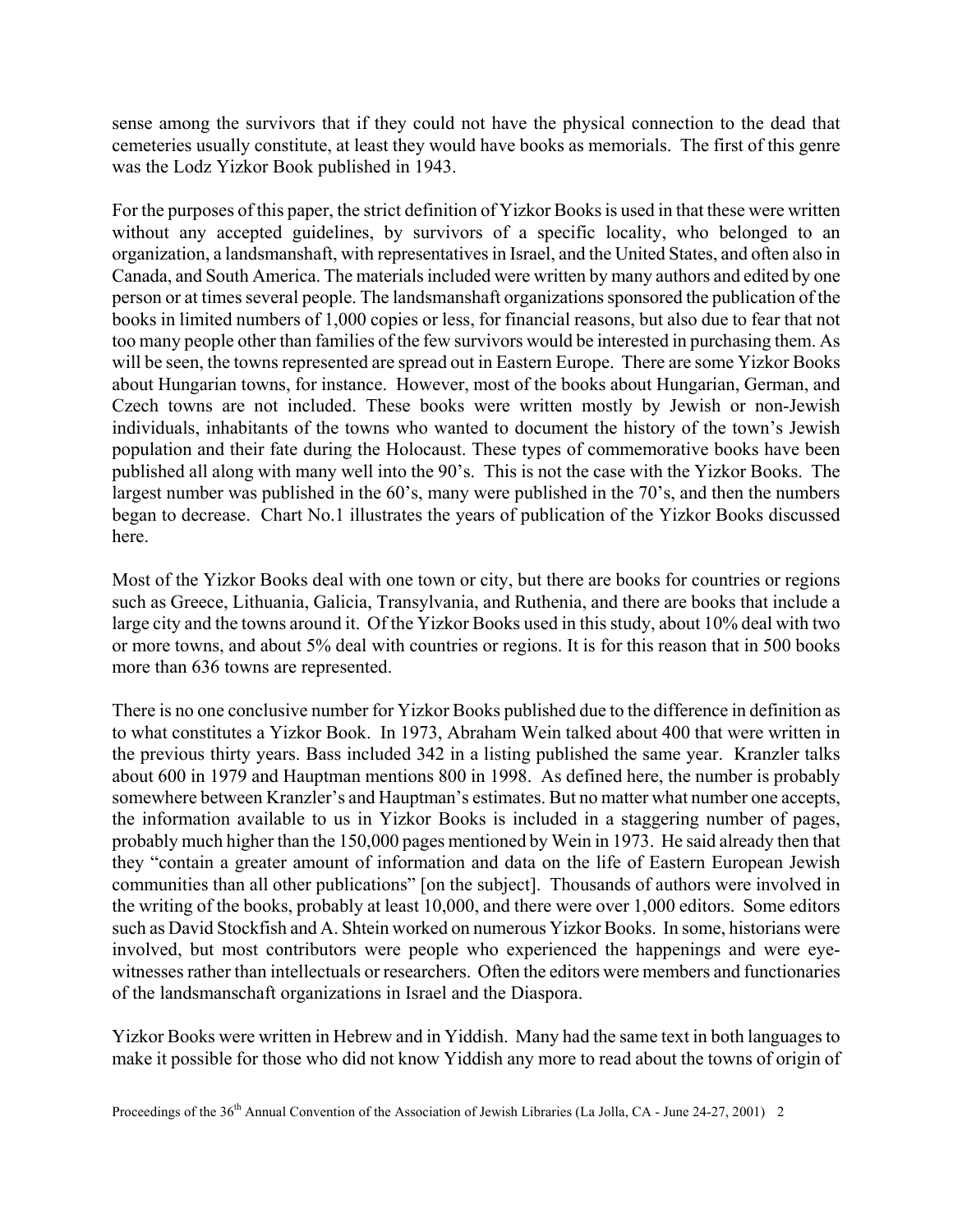sense among the survivors that if they could not have the physical connection to the dead that cemeteries usually constitute, at least they would have books as memorials. The first of this genre was the Lodz Yizkor Book published in 1943.

For the purposes of this paper, the strict definition of Yizkor Books is used in that these were written without any accepted guidelines, by survivors of a specific locality, who belonged to an organization, a landsmanshaft, with representatives in Israel, and the United States, and often also in Canada, and South America. The materials included were written by many authors and edited by one person or at times several people. The landsmanshaft organizations sponsored the publication of the books in limited numbers of 1,000 copies or less, for financial reasons, but also due to fear that not too many people other than families of the few survivors would be interested in purchasing them. As will be seen, the towns represented are spread out in Eastern Europe. There are some Yizkor Books about Hungarian towns, for instance. However, most of the books about Hungarian, German, and Czech towns are not included. These books were written mostly by Jewish or non-Jewish individuals, inhabitants of the towns who wanted to document the history of the town's Jewish population and their fate during the Holocaust. These types of commemorative books have been published all along with many well into the 90's. This is not the case with the Yizkor Books. The largest number was published in the 60's, many were published in the 70's, and then the numbers began to decrease. Chart No.1 illustrates the years of publication of the Yizkor Books discussed here.

Most of the Yizkor Books deal with one town or city, but there are books for countries or regions such as Greece, Lithuania, Galicia, Transylvania, and Ruthenia, and there are books that include a large city and the towns around it. Of the Yizkor Books used in this study, about 10% deal with two or more towns, and about 5% deal with countries or regions. It is for this reason that in 500 books more than 636 towns are represented.

There is no one conclusive number for Yizkor Books published due to the difference in definition as to what constitutes a Yizkor Book. In 1973, Abraham Wein talked about 400 that were written in the previous thirty years. Bass included 342 in a listing published the same year. Kranzler talks about 600 in 1979 and Hauptman mentions 800 in 1998. As defined here, the number is probably somewhere between Kranzler's and Hauptman's estimates. But no matter what number one accepts, the information available to us in Yizkor Books is included in a staggering number of pages, probably much higher than the 150,000 pages mentioned by Wein in 1973. He said already then that they "contain a greater amount of information and data on the life of Eastern European Jewish communities than all other publications" [on the subject]. Thousands of authors were involved in the writing of the books, probably at least 10,000, and there were over 1,000 editors. Some editors such as David Stockfish and A. Shtein worked on numerous Yizkor Books. In some, historians were involved, but most contributors were people who experienced the happenings and were eye-witnesses rather than intellectuals or researchers. Often the editors were members and functionaries of the landsmanschaft organizations in Israel and the Diaspora.

Yizkor Books were written in Hebrew and in Yiddish. Many had the same text in both languages to make it possible for those who did not know Yiddish any more to read about the towns of origin of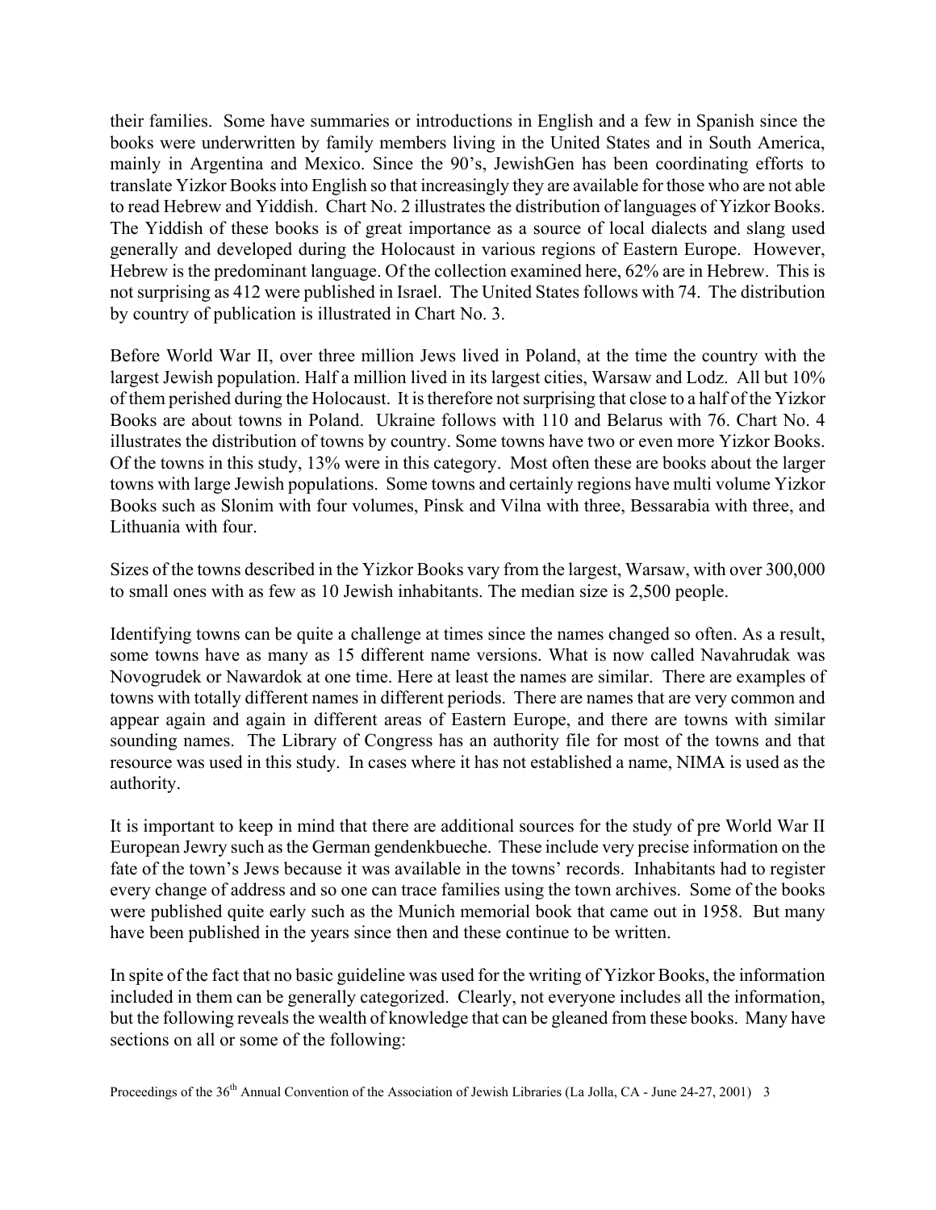their families. Some have summaries or introductions in English and a few in Spanish since the books were underwritten by family members living in the United States and in South America, mainly in Argentina and Mexico. Since the 90's, JewishGen has been coordinating efforts to translate Yizkor Books into English so that increasingly they are available for those who are not able to read Hebrew and Yiddish. Chart No. 2 illustrates the distribution of languages of Yizkor Books. The Yiddish of these books is of great importance as a source of local dialects and slang used generally and developed during the Holocaust in various regions of Eastern Europe. However, Hebrew is the predominant language. Of the collection examined here, 62% are in Hebrew. This is not surprising as 412 were published in Israel. The United States follows with 74. The distribution by country of publication is illustrated in Chart No. 3.

Before World War II, over three million Jews lived in Poland, at the time the country with the largest Jewish population. Half a million lived in its largest cities, Warsaw and Lodz. All but 10% of them perished during the Holocaust. It is therefore not surprising that close to a half of the Yizkor Books are about towns in Poland. Ukraine follows with 110 and Belarus with 76. Chart No. 4 illustrates the distribution of towns by country. Some towns have two or even more Yizkor Books. Of the towns in this study, 13% were in this category. Most often these are books about the larger towns with large Jewish populations. Some towns and certainly regions have multi volume Yizkor Books such as Slonim with four volumes, Pinsk and Vilna with three, Bessarabia with three, and Lithuania with four.

Sizes of the towns described in the Yizkor Books vary from the largest, Warsaw, with over 300,000 to small ones with as few as 10 Jewish inhabitants. The median size is 2,500 people.

Identifying towns can be quite a challenge at times since the names changed so often. As a result, some towns have as many as 15 different name versions. What is now called Navahrudak was Novogrudek or Nawardok at one time. Here at least the names are similar. There are examples of towns with totally different names in different periods. There are names that are very common and appear again and again in different areas of Eastern Europe, and there are towns with similar sounding names. The Library of Congress has an authority file for most of the towns and that resource was used in this study. In cases where it has not established a name, NIMA is used as the authority.

It is important to keep in mind that there are additional sources for the study of pre World War II European Jewry such as the German gendenkbueche. These include very precise information on the fate of the town's Jews because it was available in the towns' records. Inhabitants had to register every change of address and so one can trace families using the town archives. Some of the books were published quite early such as the Munich memorial book that came out in 1958. But many have been published in the years since then and these continue to be written.

In spite of the fact that no basic guideline was used for the writing of Yizkor Books, the information included in them can be generally categorized. Clearly, not everyone includes all the information, but the following reveals the wealth of knowledge that can be gleaned from these books. Many have sections on all or some of the following: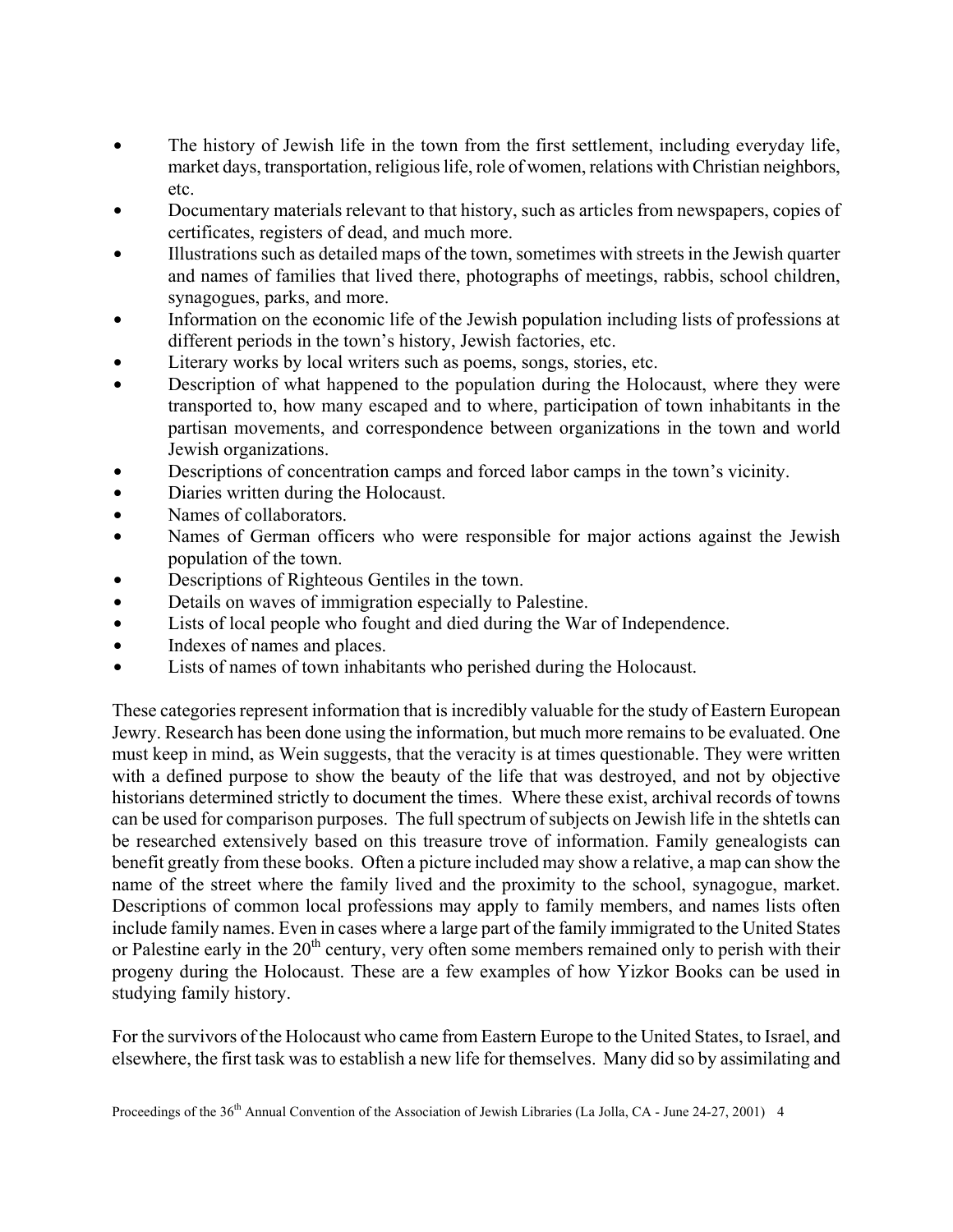- The history of Jewish life in the town from the first settlement, including everyday life, market days, transportation, religious life, role of women, relations with Christian neighbors, etc.
- Documentary materials relevant to that history, such as articles from newspapers, copies of certificates, registers of dead, and much more.
- Illustrations such as detailed maps of the town, sometimes with streets in the Jewish quarter and names of families that lived there, photographs of meetings, rabbis, school children, synagogues, parks, and more.
- Information on the economic life of the Jewish population including lists of professions at different periods in the town's history, Jewish factories, etc.
- Literary works by local writers such as poems, songs, stories, etc.
- Description of what happened to the population during the Holocaust, where they were transported to, how many escaped and to where, participation of town inhabitants in the partisan movements, and correspondence between organizations in the town and world Jewish organizations.
- Descriptions of concentration camps and forced labor camps in the town's vicinity.
- Diaries written during the Holocaust.
- Names of collaborators.
- Names of German officers who were responsible for major actions against the Jewish population of the town.
- Descriptions of Righteous Gentiles in the town.
- Details on waves of immigration especially to Palestine.
- Lists of local people who fought and died during the War of Independence.
- Indexes of names and places.
- Lists of names of town inhabitants who perished during the Holocaust.

These categories represent information that is incredibly valuable for the study of Eastern European Jewry. Research has been done using the information, but much more remains to be evaluated. One must keep in mind, as Wein suggests, that the veracity is at times questionable. They were written with a defined purpose to show the beauty of the life that was destroyed, and not by objective historians determined strictly to document the times. Where these exist, archival records of towns can be used for comparison purposes. The full spectrum of subjects on Jewish life in the shtetls can be researched extensively based on this treasure trove of information. Family genealogists can benefit greatly from these books. Often a picture included may show a relative, a map can show the name of the street where the family lived and the proximity to the school, synagogue, market. Descriptions of common local professions may apply to family members, and names lists often include family names. Even in cases where a large part of the family immigrated to the United States or Palestine early in the 20th century, very often some members remained only to perish with their progeny during the Holocaust. These are a few examples of how Yizkor Books can be used in studying family history.

For the survivors of the Holocaust who came from Eastern Europe to the United States, to Israel, and elsewhere, the first task was to establish a new life for themselves. Many did so by assimilating and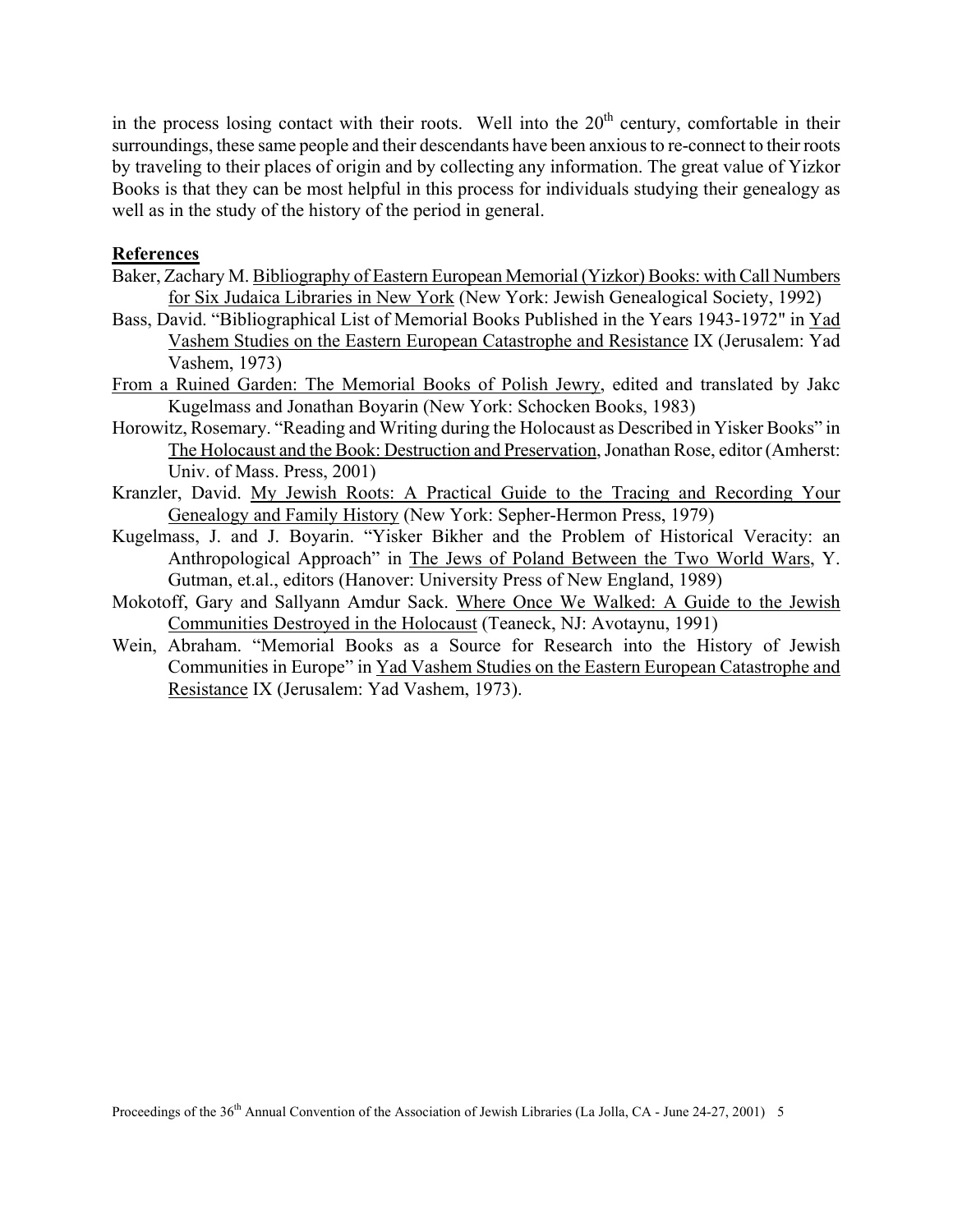in the process losing contact with their roots. Well into the 20th century, comfortable in their surroundings, these same people and their descendants have been anxious to re-connect to their roots by traveling to their places of origin and by collecting any information. The great value of Yizkor Books is that they can be most helpful in this process for individuals studying their genealogy as well as in the study of the history of the period in general.

**References**

Baker, Zachary M. Bibliography of Eastern European Memorial (Yizkor) Books: with Call Numbers for Six Judaica Libraries in New York (New York: Jewish Genealogical Society, 1992)

Bass, David. "Bibliographical List of Memorial Books Published in the Years 1943-1972" in Yad Vashem Studies on the Eastern European Catastrophe and Resistance IX (Jerusalem: Yad Vashem, 1973)

From a Ruined Garden: The Memorial Books of Polish Jewry, edited and translated by Jakc Kugelmass and Jonathan Boyarin (New York: Schocken Books, 1983)

Horowitz, Rosemary. "Reading and Writing during the Holocaust as Described in Yisker Books" in The Holocaust and the Book: Destruction and Preservation, Jonathan Rose, editor (Amherst: Univ. of Mass. Press, 2001)

Kranzler, David. My Jewish Roots: A Practical Guide to the Tracing and Recording Your Genealogy and Family History (New York: Sepher-Hermon Press, 1979)

Kugelmass, J. and J. Boyarin. "Yisker Bikher and the Problem of Historical Veracity: an Anthropological Approach" in The Jews of Poland Between the Two World Wars, Y. Gutman, et.al., editors (Hanover: University Press of New England, 1989)

Mokotoff, Gary and Sallyann Amdur Sack. Where Once We Walked: A Guide to the Jewish Communities Destroyed in the Holocaust (Teaneck, NJ: Avotaynu, 1991)

Wein, Abraham. "Memorial Books as a Source for Research into the History of Jewish Communities in Europe" in Yad Vashem Studies on the Eastern European Catastrophe and Resistance IX (Jerusalem: Yad Vashem, 1973).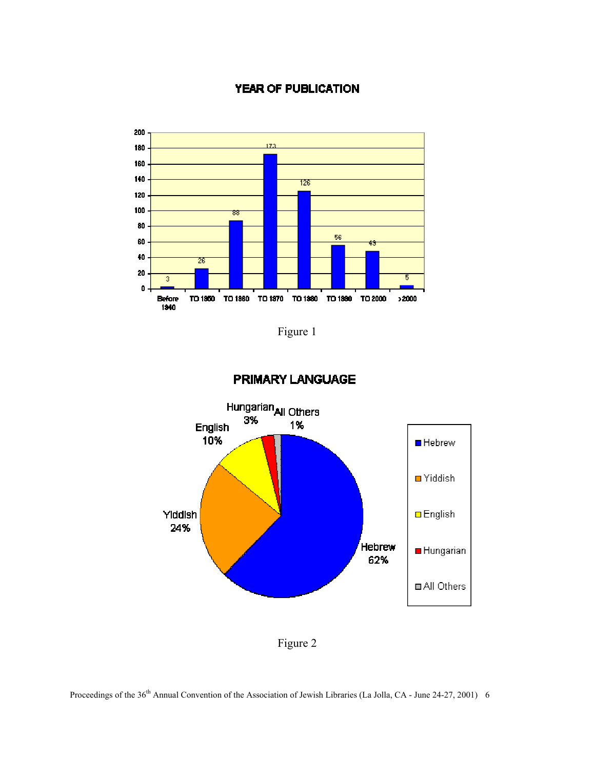**YEAR OF PUBLICATION**

| Period | Count |
|---|---|
| Before 1940 | 3 |
| TO 1950 | 26 |
| TO 1960 | 88 |
| TO 1970 | 173 |
| TO 1980 | 126 |
| TO 1990 | 56 |
| TO 2000 | 48 |
| >2000 | 5 |

Figure 1

**PRIMARY LANGUAGE**

| Language | Percentage |
|---|---|
| Hebrew | 62% |
| Yiddish | 24% |
| English | 10% |
| Hungarian | 3% |
| All Others | 1% |

Figure 2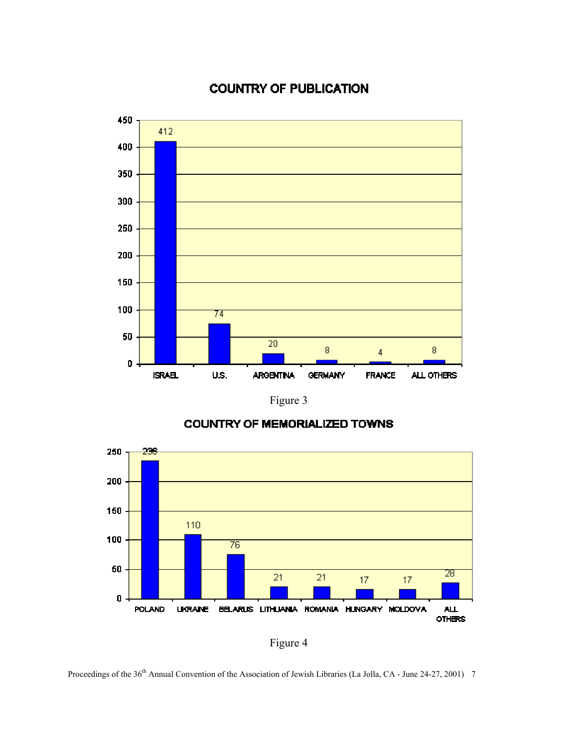COUNTRY OF PUBLICATION

450
400
350
300
250
200
150
100
50
0

412
74
20
8
4
8

ISRAEL
U.S.
ARGENTINA
GERMANY
FRANCE
ALL OTHERS

Figure 3

COUNTRY OF MEMORIALIZED TOWNS

250
200
150
100
50
0

236
110
76
21
21
17
17
28

POLAND
UKRAINE
BELARUS
LITHUANIA
ROMANIA
HUNGARY
MOLDOVA
ALL OTHERS

Figure 4